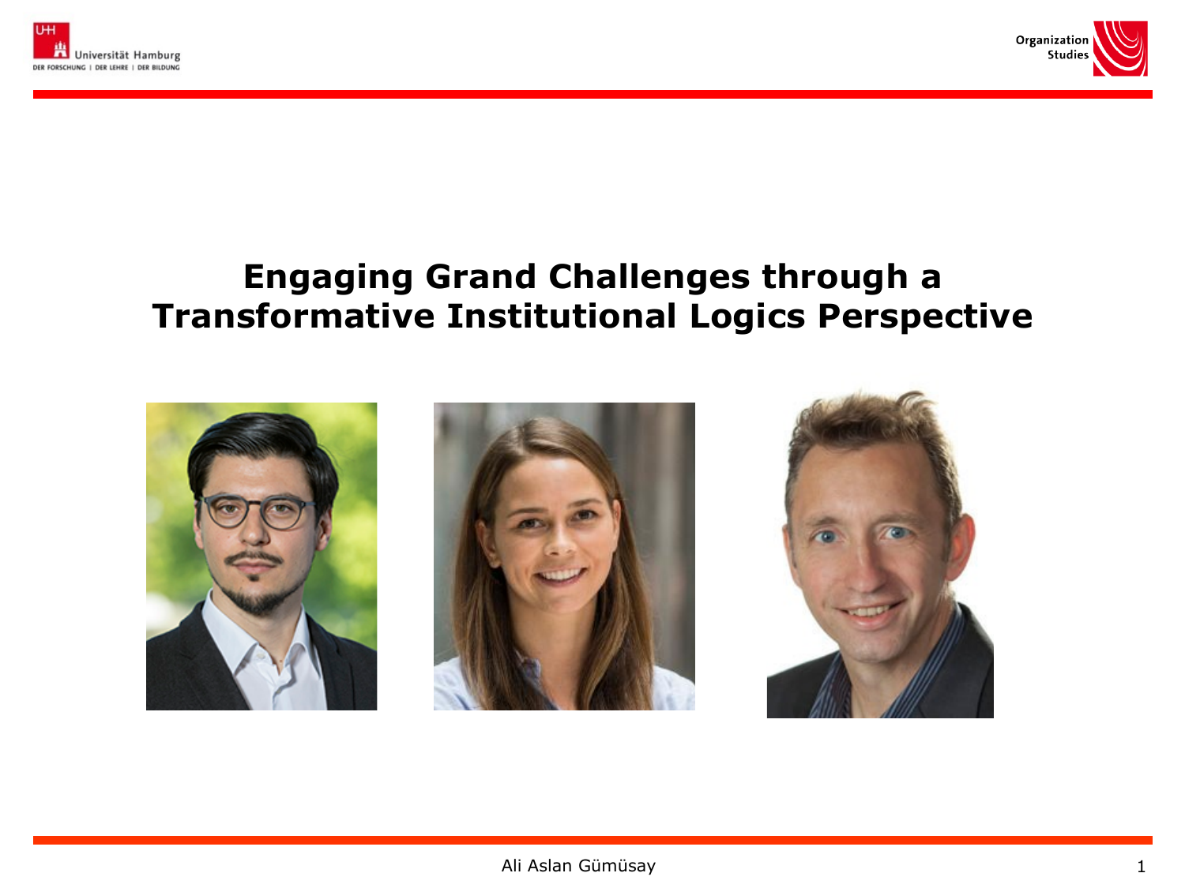Universität Hamburg
DER FORSCHUNG | DER LEHRE | DER BILDUNG

Organization Studies

# Engaging Grand Challenges through a Transformative Institutional Logics Perspective

Ali Aslan Gümüsay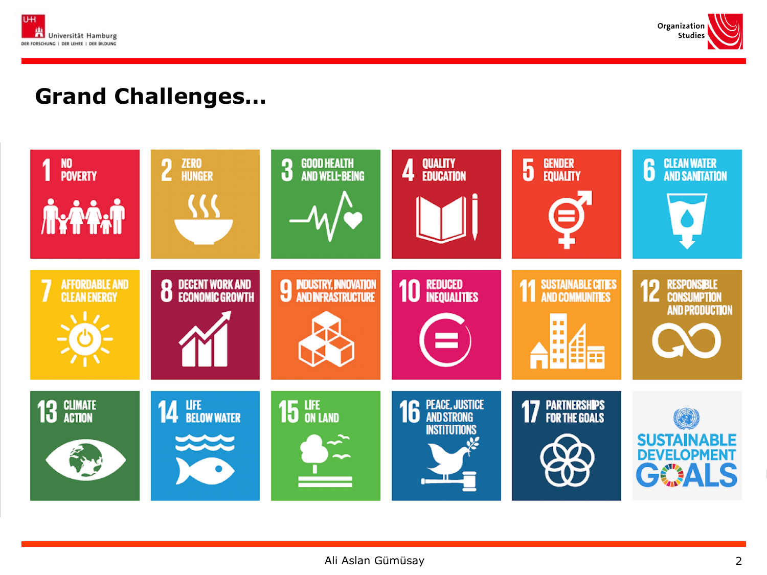# Grand Challenges…

1 NO POVERTY

2 ZERO HUNGER

3 GOOD HEALTH AND WELL-BEING

4 QUALITY EDUCATION

5 GENDER EQUALITY

6 CLEAN WATER AND SANITATION

7 AFFORDABLE AND CLEAN ENERGY

8 DECENT WORK AND ECONOMIC GROWTH

9 INDUSTRY, INNOVATION AND INFRASTRUCTURE

10 REDUCED INEQUALITIES

11 SUSTAINABLE CITIES AND COMMUNITIES

12 RESPONSIBLE CONSUMPTION AND PRODUCTION

13 CLIMATE ACTION

14 LIFE BELOW WATER

15 LIFE ON LAND

16 PEACE, JUSTICE AND STRONG INSTITUTIONS

17 PARTNERSHIPS FOR THE GOALS

SUSTAINABLE DEVELOPMENT GOALS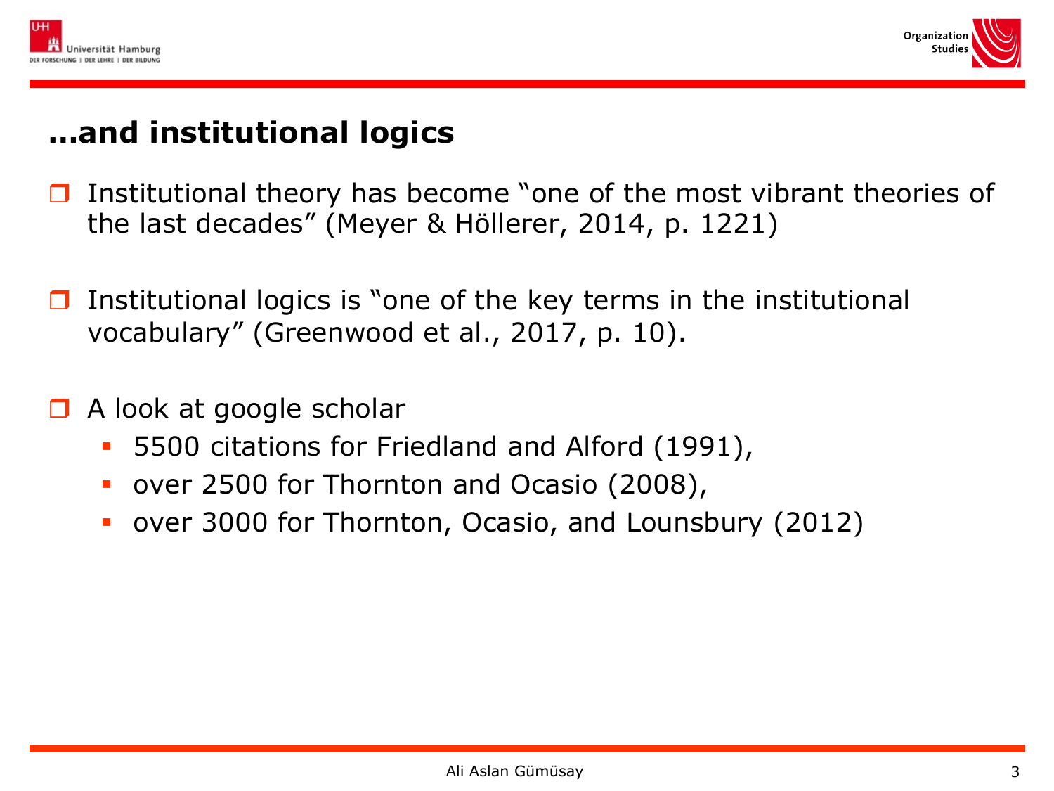# …and institutional logics

- Institutional theory has become "one of the most vibrant theories of the last decades" (Meyer & Höllerer, 2014, p. 1221)

- Institutional logics is "one of the key terms in the institutional vocabulary" (Greenwood et al., 2017, p. 10).

- A look at google scholar
  - 5500 citations for Friedland and Alford (1991),
  - over 2500 for Thornton and Ocasio (2008),
  - over 3000 for Thornton, Ocasio, and Lounsbury (2012)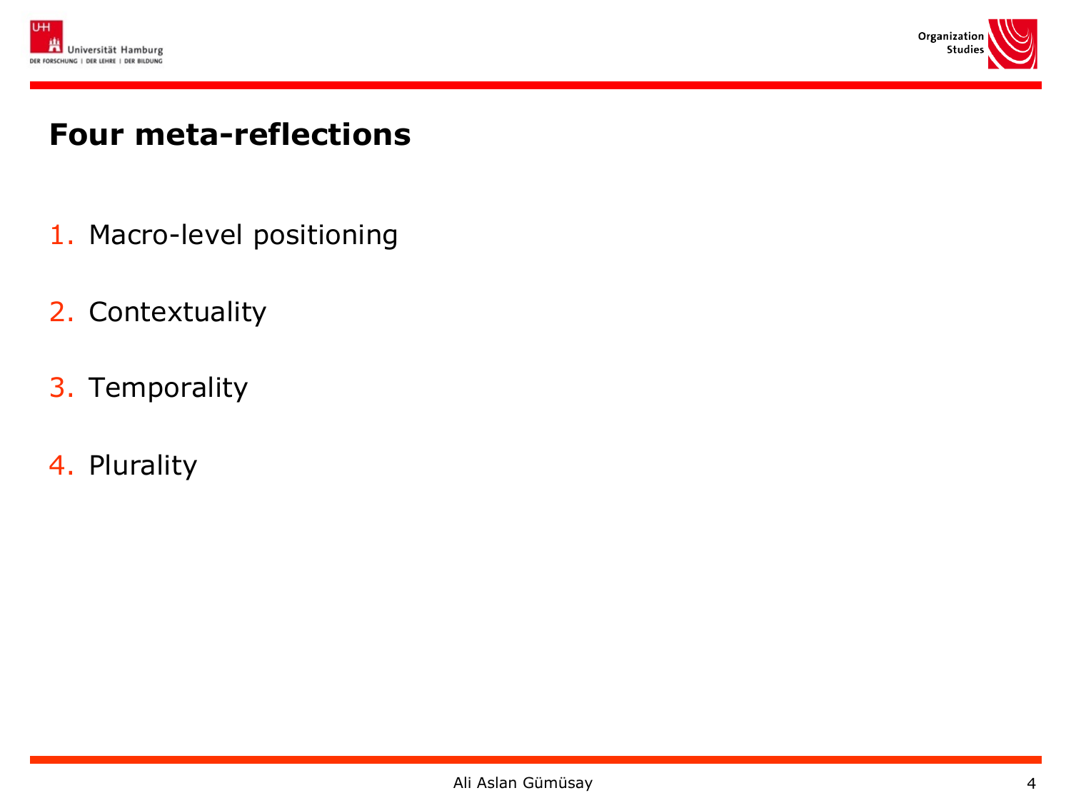# Four meta-reflections

1. Macro-level positioning
2. Contextuality
3. Temporality
4. Plurality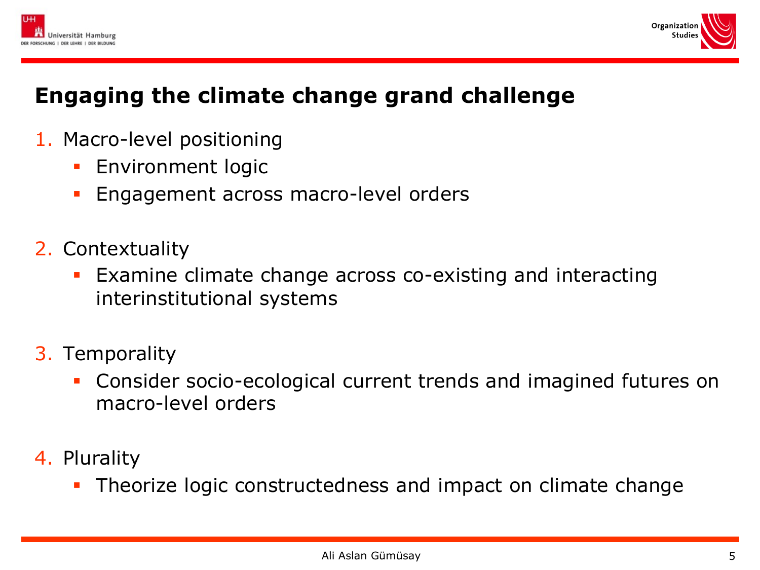# Engaging the climate change grand challenge

1. Macro-level positioning
   - Environment logic
   - Engagement across macro-level orders

2. Contextuality
   - Examine climate change across co-existing and interacting interinstitutional systems

3. Temporality
   - Consider socio-ecological current trends and imagined futures on macro-level orders

4. Plurality
   - Theorize logic constructedness and impact on climate change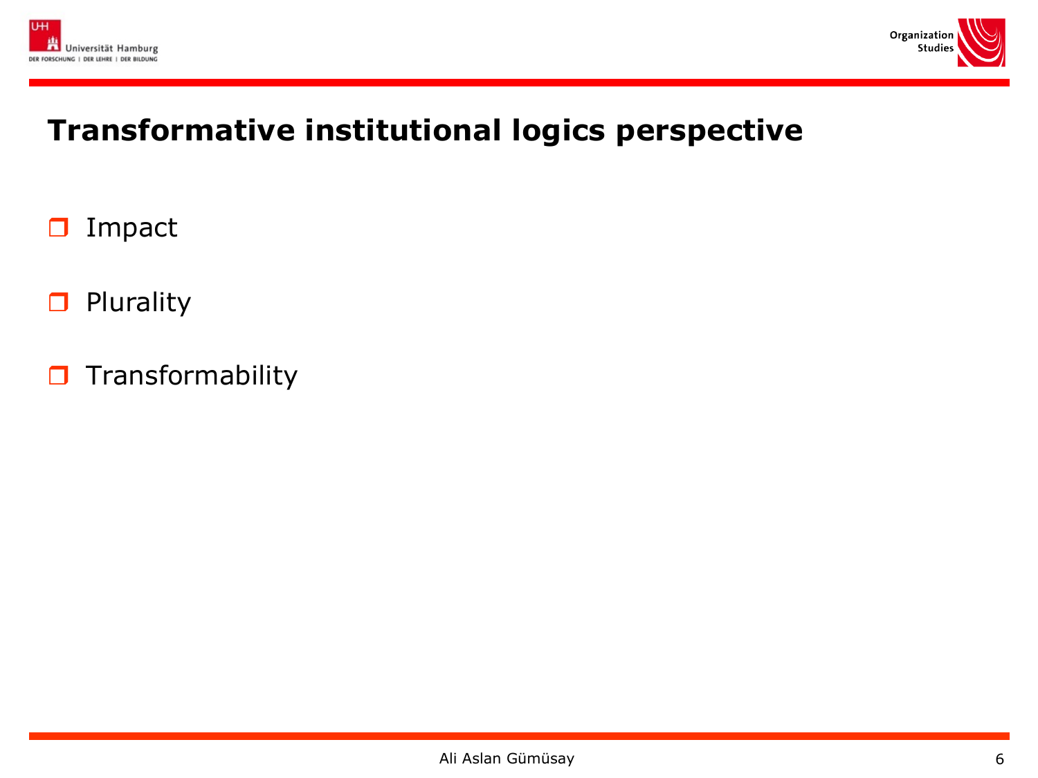# Transformative institutional logics perspective

- Impact
- Plurality
- Transformability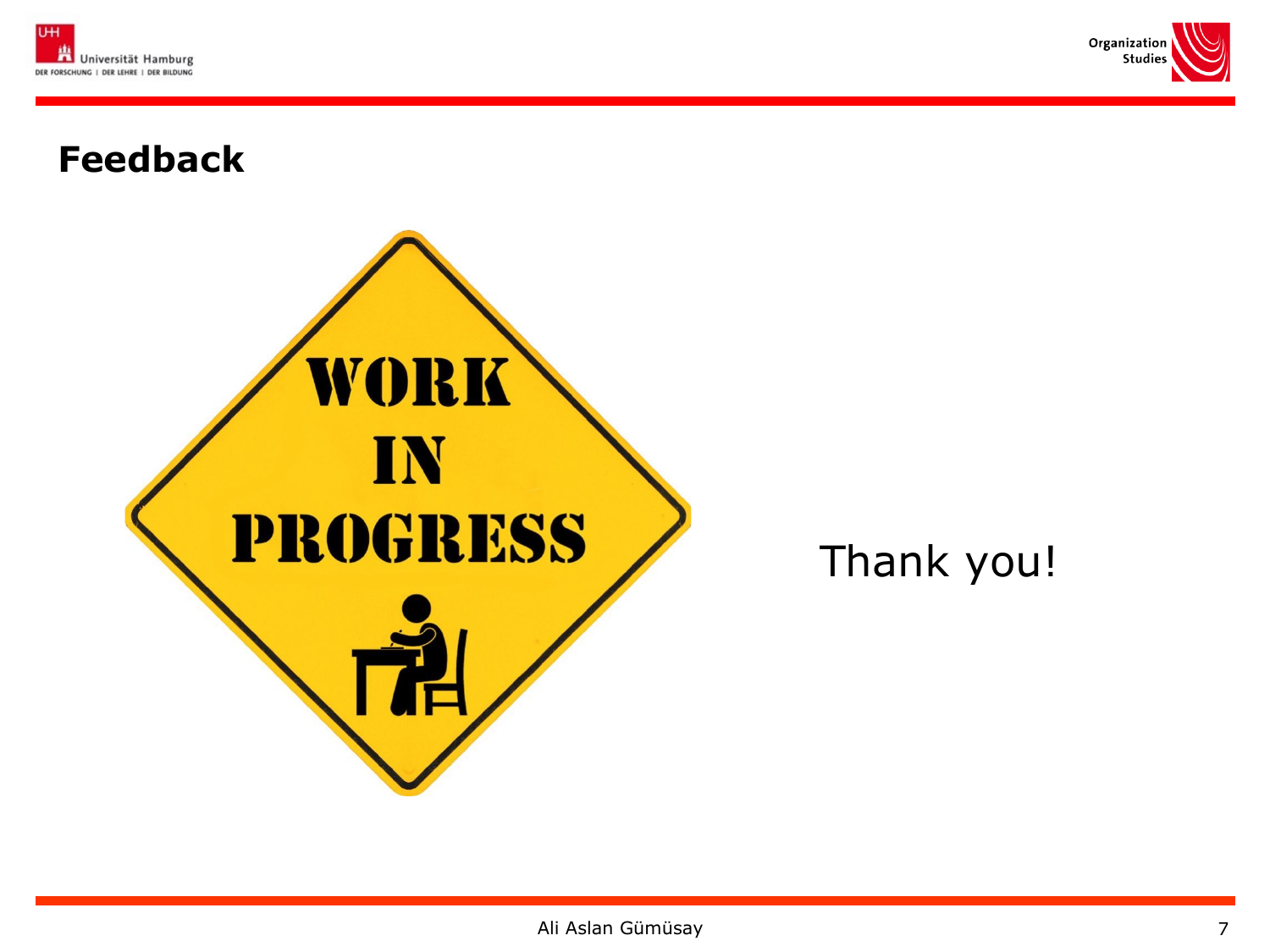# Feedback

WORK IN PROGRESS

Thank you!